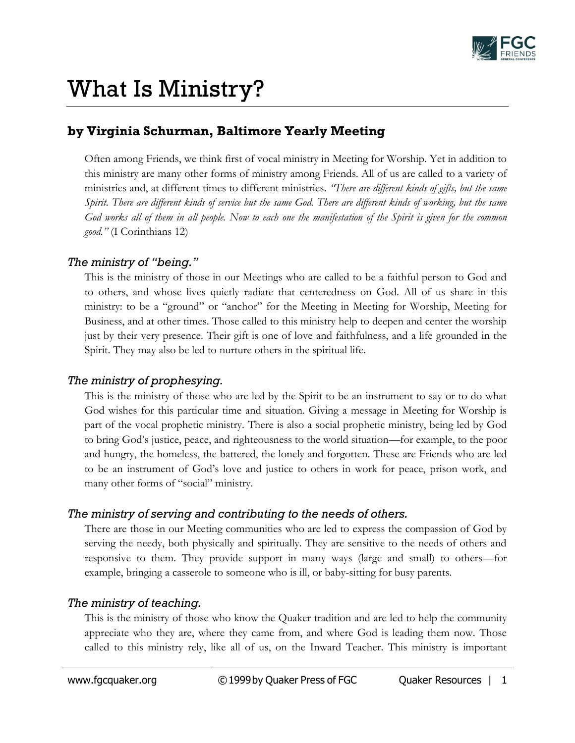# What Is Ministry?

## by Virginia Schurman, Baltimore Yearly Meeting

Often among Friends, we think first of vocal ministry in Meeting for Worship. Yet in addition to this ministry are many other forms of ministry among Friends. All of us are called to a variety of ministries and, at different times to different ministries. *"There are different kinds of gifts, but the same Spirit. There are different kinds of service but the same God. There are different kinds of working, but the same God works all of them in all people. Now to each one the manifestation of the Spirit is given for the common good."* (I Corinthians 12)

### *The ministry of "being."*

This is the ministry of those in our Meetings who are called to be a faithful person to God and to others, and whose lives quietly radiate that centeredness on God. All of us share in this ministry: to be a "ground" or "anchor" for the Meeting in Meeting for Worship, Meeting for Business, and at other times. Those called to this ministry help to deepen and center the worship just by their very presence. Their gift is one of love and faithfulness, and a life grounded in the Spirit. They may also be led to nurture others in the spiritual life.

### *The ministry of prophesying.*

This is the ministry of those who are led by the Spirit to be an instrument to say or to do what God wishes for this particular time and situation. Giving a message in Meeting for Worship is part of the vocal prophetic ministry. There is also a social prophetic ministry, being led by God to bring God's justice, peace, and righteousness to the world situation—for example, to the poor and hungry, the homeless, the battered, the lonely and forgotten. These are Friends who are led to be an instrument of God's love and justice to others in work for peace, prison work, and many other forms of "social" ministry.

### *The ministry of serving and contributing to the needs of others.*

There are those in our Meeting communities who are led to express the compassion of God by serving the needy, both physically and spiritually. They are sensitive to the needs of others and responsive to them. They provide support in many ways (large and small) to others—for example, bringing a casserole to someone who is ill, or baby-sitting for busy parents.

### *The ministry of teaching.*

This is the ministry of those who know the Quaker tradition and are led to help the community appreciate who they are, where they came from, and where God is leading them now. Those called to this ministry rely, like all of us, on the Inward Teacher. This ministry is important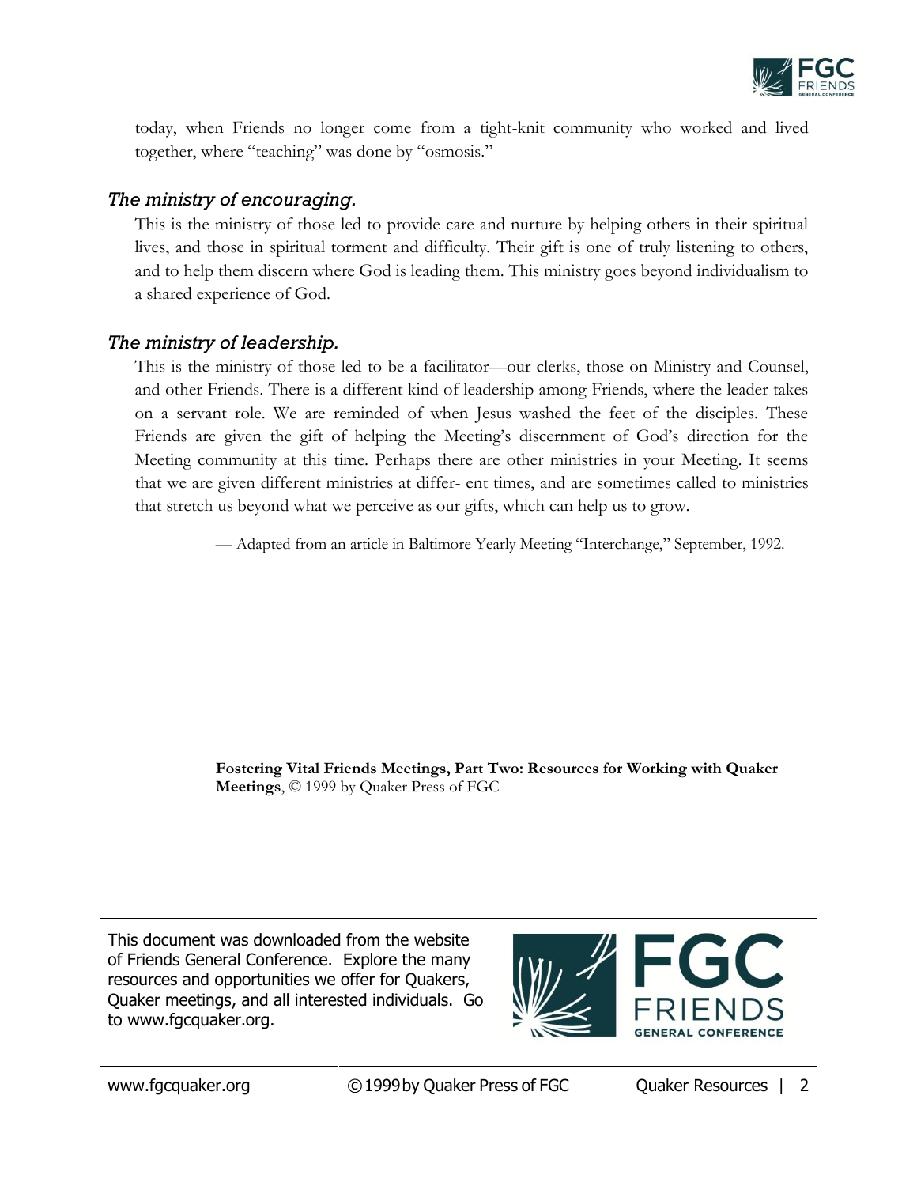today, when Friends no longer come from a tight-knit community who worked and lived together, where "teaching" was done by "osmosis."

### *The ministry of encouraging.*

This is the ministry of those led to provide care and nurture by helping others in their spiritual lives, and those in spiritual torment and difficulty. Their gift is one of truly listening to others, and to help them discern where God is leading them. This ministry goes beyond individualism to a shared experience of God.

### *The ministry of leadership.*

This is the ministry of those led to be a facilitator—our clerks, those on Ministry and Counsel, and other Friends. There is a different kind of leadership among Friends, where the leader takes on a servant role. We are reminded of when Jesus washed the feet of the disciples. These Friends are given the gift of helping the Meeting's discernment of God's direction for the Meeting community at this time. Perhaps there are other ministries in your Meeting. It seems that we are given different ministries at differ- ent times, and are sometimes called to ministries that stretch us beyond what we perceive as our gifts, which can help us to grow.

— Adapted from an article in Baltimore Yearly Meeting "Interchange," September, 1992.

**Fostering Vital Friends Meetings, Part Two: Resources for Working with Quaker Meetings**, © 1999 by Quaker Press of FGC

This document was downloaded from the website of Friends General Conference. Explore the many resources and opportunities we offer for Quakers, Quaker meetings, and all interested individuals. Go to www.fgcquaker.org.